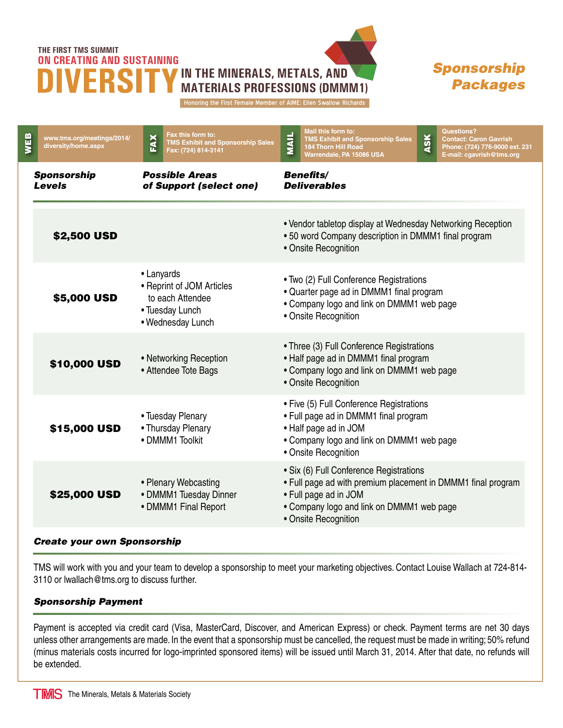THE FIRST TMS SUMMIT
ON CREATING AND SUSTAINING

# DIVERSITY IN THE MINERALS, METALS, AND MATERIALS PROFESSIONS (DMMM1)

Honoring the First Female Member of AIME: Ellen Swallow Richards

## Sponsorship Packages

| WEB | FAX | MAIL | ASK |
|---|---|---|---|
| www.tms.org/meetings/2014/diversity/home.aspx | Fax this form to: TMS Exhibit and Sponsorship Sales Fax: (724) 814-3141 | Mail this form to: TMS Exhibit and Sponsorship Sales 184 Thorn Hill Road Warrendale, PA 15086 USA | Questions? Contact: Caron Gavrish Phone: (724) 776-9000 ext. 231 E-mail: cgavrish@tms.org |

| Sponsorship Levels | Possible Areas of Support (select one) | Benefits/ Deliverables |
|---|---|---|
| **$2,500 USD** | | • Vendor tabletop display at Wednesday Networking Reception<br>• 50 word Company description in DMMM1 final program<br>• Onsite Recognition |
| **$5,000 USD** | • Lanyards<br>• Reprint of JOM Articles to each Attendee<br>• Tuesday Lunch<br>• Wednesday Lunch | • Two (2) Full Conference Registrations<br>• Quarter page ad in DMMM1 final program<br>• Company logo and link on DMMM1 web page<br>• Onsite Recognition |
| **$10,000 USD** | • Networking Reception<br>• Attendee Tote Bags | • Three (3) Full Conference Registrations<br>• Half page ad in DMMM1 final program<br>• Company logo and link on DMMM1 web page<br>• Onsite Recognition |
| **$15,000 USD** | • Tuesday Plenary<br>• Thursday Plenary<br>• DMMM1 Toolkit | • Five (5) Full Conference Registrations<br>• Full page ad in DMMM1 final program<br>• Half page ad in JOM<br>• Company logo and link on DMMM1 web page<br>• Onsite Recognition |
| **$25,000 USD** | • Plenary Webcasting<br>• DMMM1 Tuesday Dinner<br>• DMMM1 Final Report | • Six (6) Full Conference Registrations<br>• Full page ad with premium placement in DMMM1 final program<br>• Full page ad in JOM<br>• Company logo and link on DMMM1 web page<br>• Onsite Recognition |

### *Create your own Sponsorship*

TMS will work with you and your team to develop a sponsorship to meet your marketing objectives. Contact Louise Wallach at 724-814-3110 or lwallach@tms.org to discuss further.

### *Sponsorship Payment*

Payment is accepted via credit card (Visa, MasterCard, Discover, and American Express) or check. Payment terms are net 30 days unless other arrangements are made. In the event that a sponsorship must be cancelled, the request must be made in writing; 50% refund (minus materials costs incurred for logo-imprinted sponsored items) will be issued until March 31, 2014. After that date, no refunds will be extended.

TMS The Minerals, Metals & Materials Society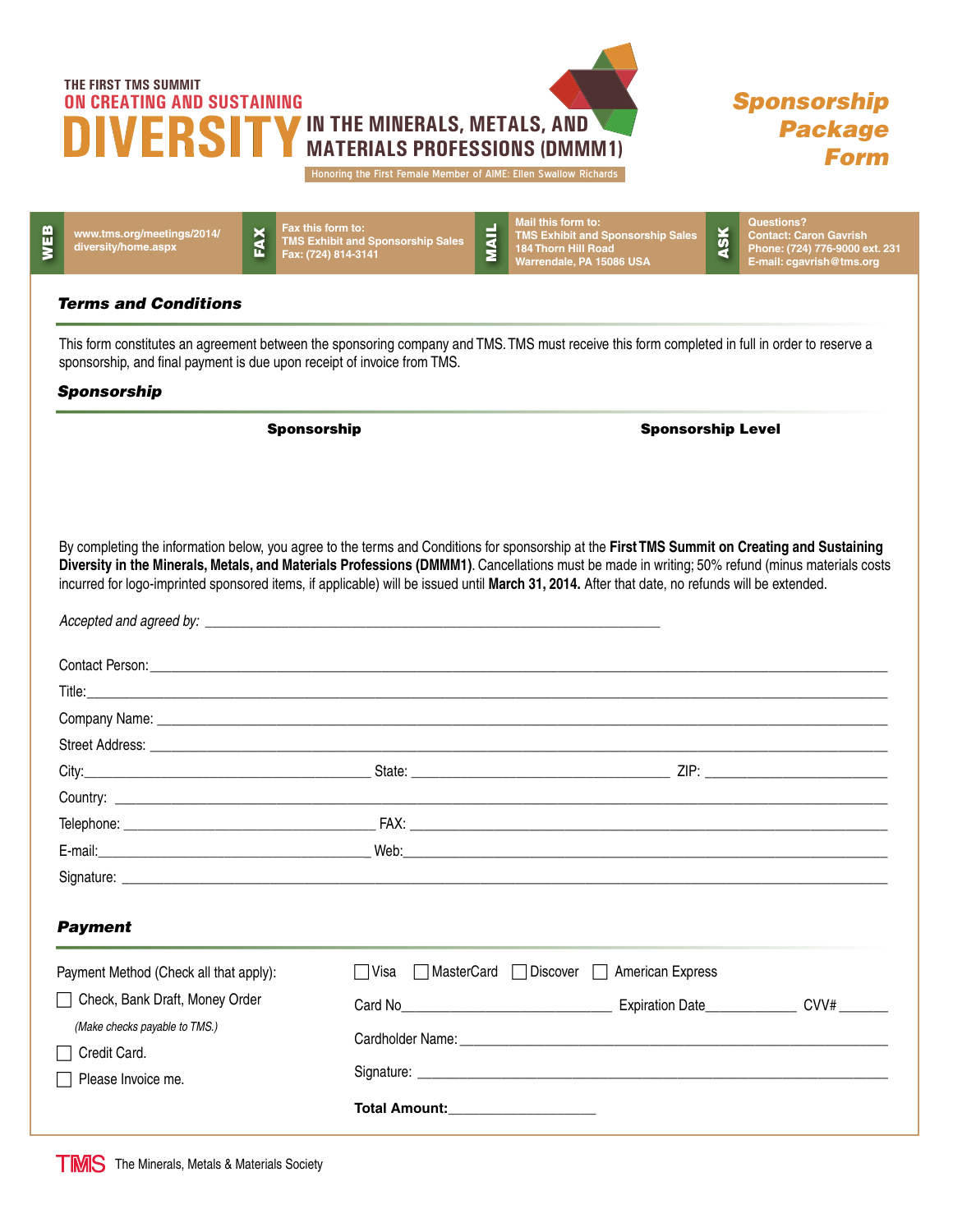THE FIRST TMS SUMMIT
ON CREATING AND SUSTAINING

# DIVERSITY IN THE MINERALS, METALS, AND MATERIALS PROFESSIONS (DMMM1)

Honoring the First Female Member of AIME: Ellen Swallow Richards

## Sponsorship Package Form

**WEB** www.tms.org/meetings/2014/diversity/home.aspx

**FAX** Fax this form to: TMS Exhibit and Sponsorship Sales Fax: (724) 814-3141

**MAIL** Mail this form to: TMS Exhibit and Sponsorship Sales 184 Thorn Hill Road Warrendale, PA 15086 USA

**ASK** Questions? Contact: Caron Gavrish Phone: (724) 776-9000 ext. 231 E-mail: cgavrish@tms.org

### Terms and Conditions

This form constitutes an agreement between the sponsoring company and TMS. TMS must receive this form completed in full in order to reserve a sponsorship, and final payment is due upon receipt of invoice from TMS.

### Sponsorship

| Sponsorship | Sponsorship Level |
|---|---|
| | |

By completing the information below, you agree to the terms and Conditions for sponsorship at the **First TMS Summit on Creating and Sustaining Diversity in the Minerals, Metals, and Materials Professions (DMMM1)**. Cancellations must be made in writing; 50% refund (minus materials costs incurred for logo-imprinted sponsored items, if applicable) will be issued until **March 31, 2014.** After that date, no refunds will be extended.

*Accepted and agreed by:* ______________________________

Contact Person: ______________________________

Title: ______________________________

Company Name: ______________________________

Street Address: ______________________________

City: ____________ State: ____________ ZIP: ____________

Country: ______________________________

Telephone: ____________ FAX: ____________

E-mail: ____________ Web: ____________

Signature: ______________________________

### Payment

Payment Method (Check all that apply):

☐ Check, Bank Draft, Money Order

*(Make checks payable to TMS.)*

☐ Credit Card.

☐ Please Invoice me.

☐ Visa ☐ MasterCard ☐ Discover ☐ American Express

Card No____________ Expiration Date____________ CVV#________

Cardholder Name: ______________________________

Signature: ______________________________

**Total Amount:**____________

TMS The Minerals, Metals & Materials Society